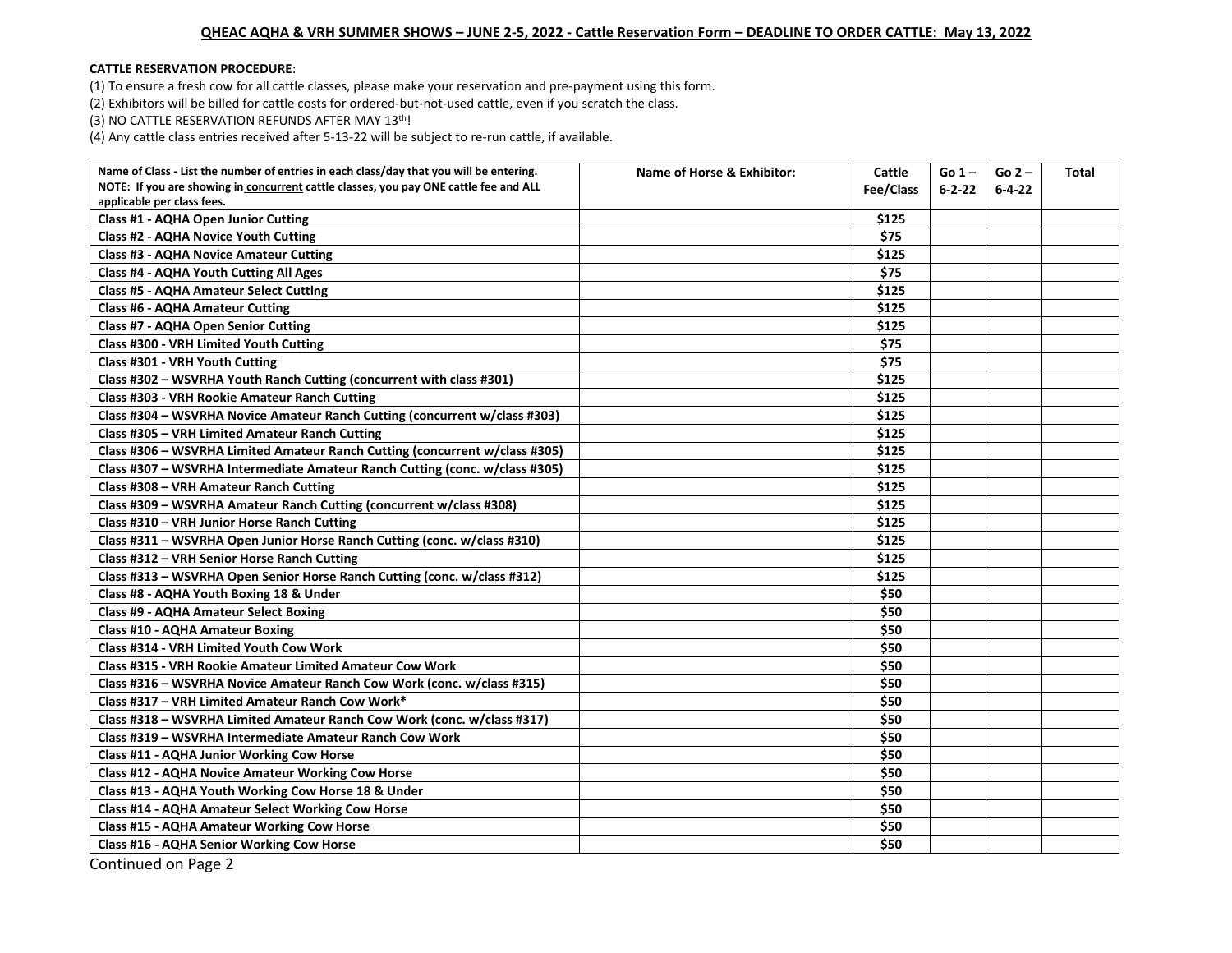**QHEAC AQHA & VRH SUMMER SHOWS – JUNE 2-5, 2022 - Cattle Reservation Form – DEADLINE TO ORDER CATTLE: May 13, 2022**

**CATTLE RESERVATION PROCEDURE**:

(1) To ensure a fresh cow for all cattle classes, please make your reservation and pre-payment using this form.
(2) Exhibitors will be billed for cattle costs for ordered-but-not-used cattle, even if you scratch the class.
(3) NO CATTLE RESERVATION REFUNDS AFTER MAY 13th!
(4) Any cattle class entries received after 5-13-22 will be subject to re-run cattle, if available.

| Name of Class - List the number of entries in each class/day that you will be entering. NOTE: If you are showing in concurrent cattle classes, you pay ONE cattle fee and ALL applicable per class fees. | Name of Horse & Exhibitor: | Cattle Fee/Class | Go 1 – 6-2-22 | Go 2 – 6-4-22 | Total |
|---|---|---|---|---|---|
| Class #1 - AQHA Open Junior Cutting | | $125 | | | |
| Class #2 - AQHA Novice Youth Cutting | | $75 | | | |
| Class #3 - AQHA Novice Amateur Cutting | | $125 | | | |
| Class #4 - AQHA Youth Cutting All Ages | | $75 | | | |
| Class #5 - AQHA Amateur Select Cutting | | $125 | | | |
| Class #6 - AQHA Amateur Cutting | | $125 | | | |
| Class #7 - AQHA Open Senior Cutting | | $125 | | | |
| Class #300 - VRH Limited Youth Cutting | | $75 | | | |
| Class #301 - VRH Youth Cutting | | $75 | | | |
| Class #302 – WSVRHA Youth Ranch Cutting (concurrent with class #301) | | $125 | | | |
| Class #303 - VRH Rookie Amateur Ranch Cutting | | $125 | | | |
| Class #304 – WSVRHA Novice Amateur Ranch Cutting (concurrent w/class #303) | | $125 | | | |
| Class #305 – VRH Limited Amateur Ranch Cutting | | $125 | | | |
| Class #306 – WSVRHA Limited Amateur Ranch Cutting (concurrent w/class #305) | | $125 | | | |
| Class #307 – WSVRHA Intermediate Amateur Ranch Cutting (conc. w/class #305) | | $125 | | | |
| Class #308 – VRH Amateur Ranch Cutting | | $125 | | | |
| Class #309 – WSVRHA Amateur Ranch Cutting (concurrent w/class #308) | | $125 | | | |
| Class #310 – VRH Junior Horse Ranch Cutting | | $125 | | | |
| Class #311 – WSVRHA Open Junior Horse Ranch Cutting (conc. w/class #310) | | $125 | | | |
| Class #312 – VRH Senior Horse Ranch Cutting | | $125 | | | |
| Class #313 – WSVRHA Open Senior Horse Ranch Cutting (conc. w/class #312) | | $125 | | | |
| Class #8 - AQHA Youth Boxing 18 & Under | | $50 | | | |
| Class #9 - AQHA Amateur Select Boxing | | $50 | | | |
| Class #10 - AQHA Amateur Boxing | | $50 | | | |
| Class #314 - VRH Limited Youth Cow Work | | $50 | | | |
| Class #315 - VRH Rookie Amateur Limited Amateur Cow Work | | $50 | | | |
| Class #316 – WSVRHA Novice Amateur Ranch Cow Work (conc. w/class #315) | | $50 | | | |
| Class #317 – VRH Limited Amateur Ranch Cow Work* | | $50 | | | |
| Class #318 – WSVRHA Limited Amateur Ranch Cow Work (conc. w/class #317) | | $50 | | | |
| Class #319 – WSVRHA Intermediate Amateur Ranch Cow Work | | $50 | | | |
| Class #11 - AQHA Junior Working Cow Horse | | $50 | | | |
| Class #12 - AQHA Novice Amateur Working Cow Horse | | $50 | | | |
| Class #13 - AQHA Youth Working Cow Horse 18 & Under | | $50 | | | |
| Class #14 - AQHA Amateur Select Working Cow Horse | | $50 | | | |
| Class #15 - AQHA Amateur Working Cow Horse | | $50 | | | |
| Class #16 - AQHA Senior Working Cow Horse | | $50 | | | |

Continued on Page 2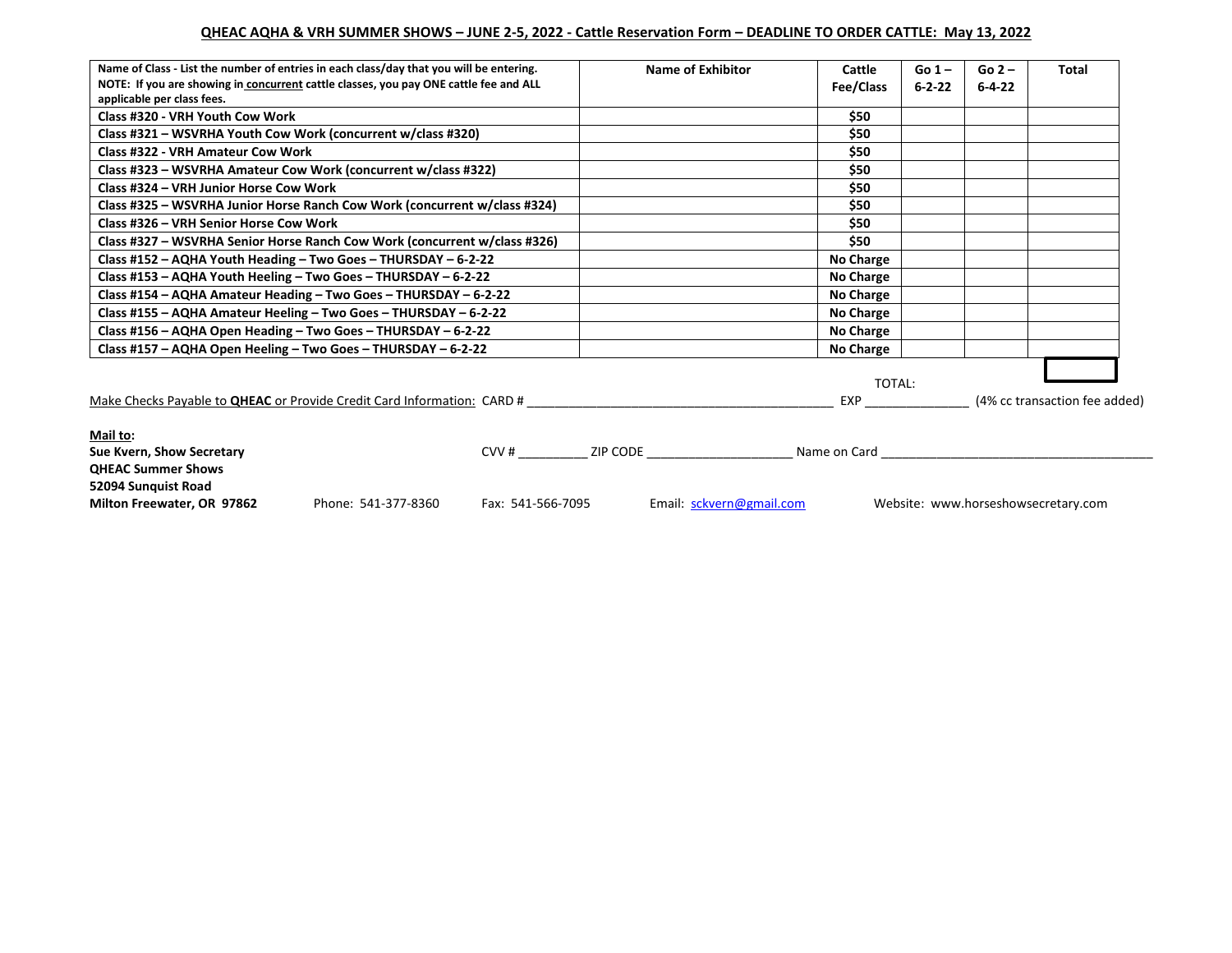**QHEAC AQHA & VRH SUMMER SHOWS – JUNE 2-5, 2022 - Cattle Reservation Form – DEADLINE TO ORDER CATTLE: May 13, 2022**

| Name of Class - List the number of entries in each class/day that you will be entering. NOTE: If you are showing in concurrent cattle classes, you pay ONE cattle fee and ALL applicable per class fees. | Name of Exhibitor | Cattle Fee/Class | Go 1 – 6-2-22 | Go 2 – 6-4-22 | Total |
|---|---|---|---|---|---|
| Class #320 - VRH Youth Cow Work | | $50 | | | |
| Class #321 – WSVRHA Youth Cow Work (concurrent w/class #320) | | $50 | | | |
| Class #322 - VRH Amateur Cow Work | | $50 | | | |
| Class #323 – WSVRHA Amateur Cow Work (concurrent w/class #322) | | $50 | | | |
| Class #324 – VRH Junior Horse Cow Work | | $50 | | | |
| Class #325 – WSVRHA Junior Horse Ranch Cow Work (concurrent w/class #324) | | $50 | | | |
| Class #326 – VRH Senior Horse Cow Work | | $50 | | | |
| Class #327 – WSVRHA Senior Horse Ranch Cow Work (concurrent w/class #326) | | $50 | | | |
| Class #152 – AQHA Youth Heading – Two Goes – THURSDAY – 6-2-22 | | No Charge | | | |
| Class #153 – AQHA Youth Heeling – Two Goes – THURSDAY – 6-2-22 | | No Charge | | | |
| Class #154 – AQHA Amateur Heading – Two Goes – THURSDAY – 6-2-22 | | No Charge | | | |
| Class #155 – AQHA Amateur Heeling – Two Goes – THURSDAY – 6-2-22 | | No Charge | | | |
| Class #156 – AQHA Open Heading – Two Goes – THURSDAY – 6-2-22 | | No Charge | | | |
| Class #157 – AQHA Open Heeling – Two Goes – THURSDAY – 6-2-22 | | No Charge | | | |

TOTAL: ______

Make Checks Payable to **QHEAC** or Provide Credit Card Information: CARD # ____________________________ EXP ______________ (4% cc transaction fee added)

CVV # __________ ZIP CODE ____________________ Name on Card ______________________________________

**Mail to:**
**Sue Kvern, Show Secretary**
**QHEAC Summer Shows**
**52094 Sunquist Road**
**Milton Freewater, OR 97862**

Phone: 541-377-8360 Fax: 541-566-7095 Email: sckvern@gmail.com Website: www.horseshowsecretary.com